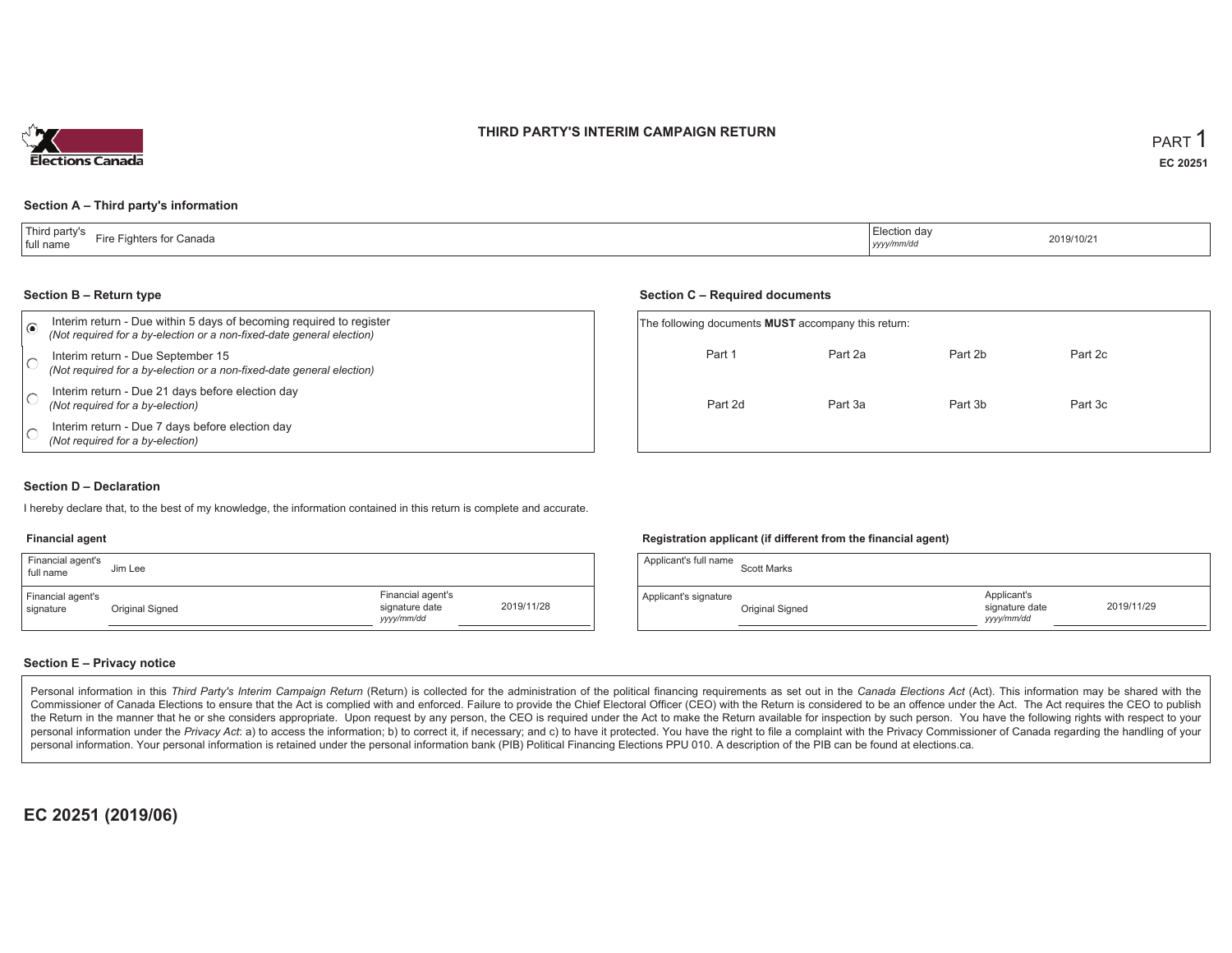# THIRD PARTY'S INTERIM CAMPAIGN RETURN

PART 1

**EC 20251**

## Section A – Third party's information

| Third party's full name | Fire Fighters for Canada | Election day *yyyy/mm/dd* | 2019/10/21 |
|---|---|---|---|

## Section B – Return type

- (●) Interim return - Due within 5 days of becoming required to register *(Not required for a by-election or a non-fixed-date general election)*
- ( ) Interim return - Due September 15 *(Not required for a by-election or a non-fixed-date general election)*
- ( ) Interim return - Due 21 days before election day *(Not required for a by-election)*
- ( ) Interim return - Due 7 days before election day *(Not required for a by-election)*

## Section C – Required documents

The following documents **MUST** accompany this return:

| | | | |
|---|---|---|---|
| Part 1 | Part 2a | Part 2b | Part 2c |
| Part 2d | Part 3a | Part 3b | Part 3c |

## Section D – Declaration

I hereby declare that, to the best of my knowledge, the information contained in this return is complete and accurate.

### Financial agent

| Financial agent's full name | Jim Lee | | |
|---|---|---|---|
| Financial agent's signature | Original Signed | Financial agent's signature date *yyyy/mm/dd* | 2019/11/28 |

### Registration applicant (if different from the financial agent)

| Applicant's full name | Scott Marks | | |
|---|---|---|---|
| Applicant's signature | Original Signed | Applicant's signature date *yyyy/mm/dd* | 2019/11/29 |

## Section E – Privacy notice

Personal information in this *Third Party's Interim Campaign Return* (Return) is collected for the administration of the political financing requirements as set out in the *Canada Elections Act* (Act). This information may be shared with the Commissioner of Canada Elections to ensure that the Act is complied with and enforced. Failure to provide the Chief Electoral Officer (CEO) with the Return is considered to be an offence under the Act. The Act requires the CEO to publish the Return in the manner that he or she considers appropriate. Upon request by any person, the CEO is required under the Act to make the Return available for inspection by such person. You have the following rights with respect to your personal information under the *Privacy Act*: a) to access the information; b) to correct it, if necessary; and c) to have it protected. You have the right to file a complaint with the Privacy Commissioner of Canada regarding the handling of your personal information. Your personal information is retained under the personal information bank (PIB) Political Financing Elections PPU 010. A description of the PIB can be found at elections.ca.

**EC 20251 (2019/06)**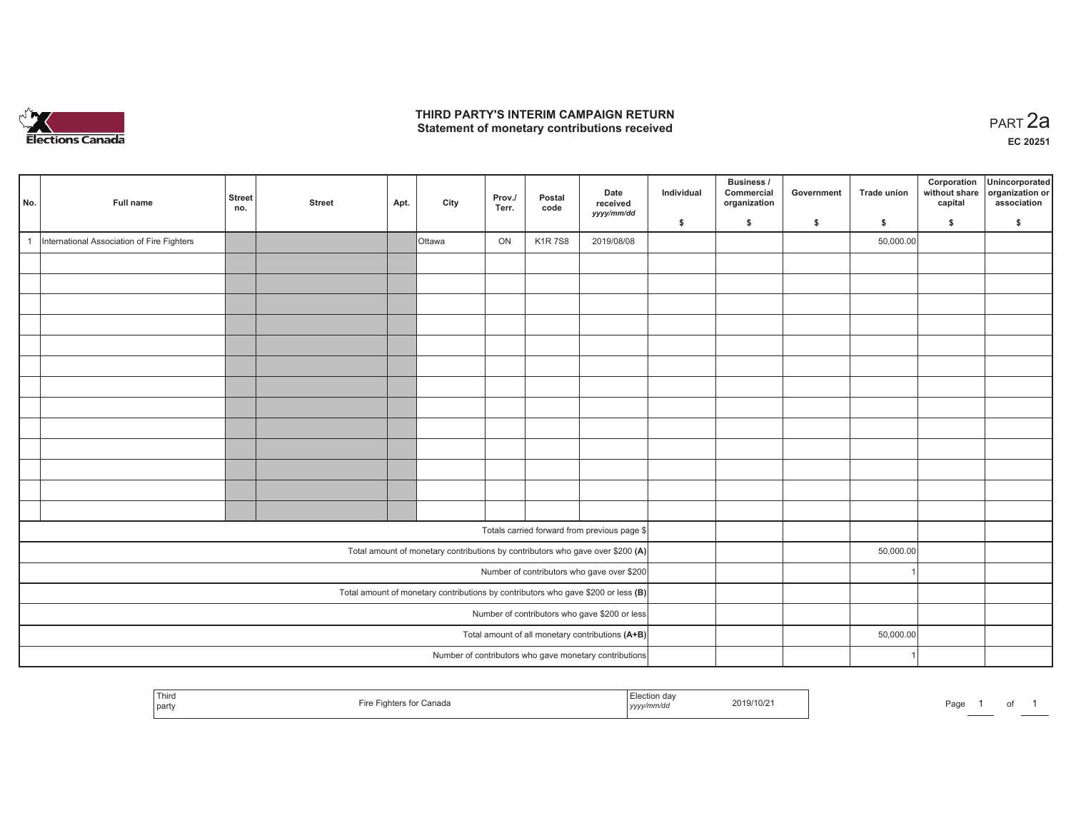# THIRD PARTY'S INTERIM CAMPAIGN RETURN
## Statement of monetary contributions received

PART 2a

EC 20251

| No. | Full name | Street no. | Street | Apt. | City | Prov./ Terr. | Postal code | Date received yyyy/mm/dd | Individual $ | Business / Commercial organization $ | Government $ | Trade union $ | Corporation without share capital $ | Unincorporated organization or association $ |
|---|---|---|---|---|---|---|---|---|---|---|---|---|---|---|
| 1 | International Association of Fire Fighters | | | | Ottawa | ON | K1R 7S8 | 2019/08/08 | | | | 50,000.00 | | |
| | | | | | | | | | | | | | | |
| | | | | | | | | | | | | | | |
| | | | | | | | | | | | | | | |
| | | | | | | | | | | | | | | |
| | | | | | | | | | | | | | | |
| | | | | | | | | | | | | | | |
| | | | | | | | | | | | | | | |
| | | | | | | | | | | | | | | |
| | | | | | | | | | | | | | | |
| | | | | | | | | | | | | | | |
| | | | | | | | | | | | | | | |
| | | | | | | | | | | | | | | |
| | | | | | | | | | | | | | | |
| Totals carried forward from previous page $ | | | | | | | | | | | | | | |
| Total amount of monetary contributions by contributors who gave over $200 **(A)** | | | | | | | | | | | | 50,000.00 | | |
| Number of contributors who gave over $200 | | | | | | | | | | | | 1 | | |
| Total amount of monetary contributions by contributors who gave $200 or less **(B)** | | | | | | | | | | | | | | |
| Number of contributors who gave $200 or less | | | | | | | | | | | | | | |
| Total amount of all monetary contributions **(A+B)** | | | | | | | | | | | | 50,000.00 | | |
| Number of contributors who gave monetary contributions | | | | | | | | | | | | 1 | | |

| Third party | Fire Fighters for Canada | Election day *yyyy/mm/dd* | 2019/10/21 |
|---|---|---|---|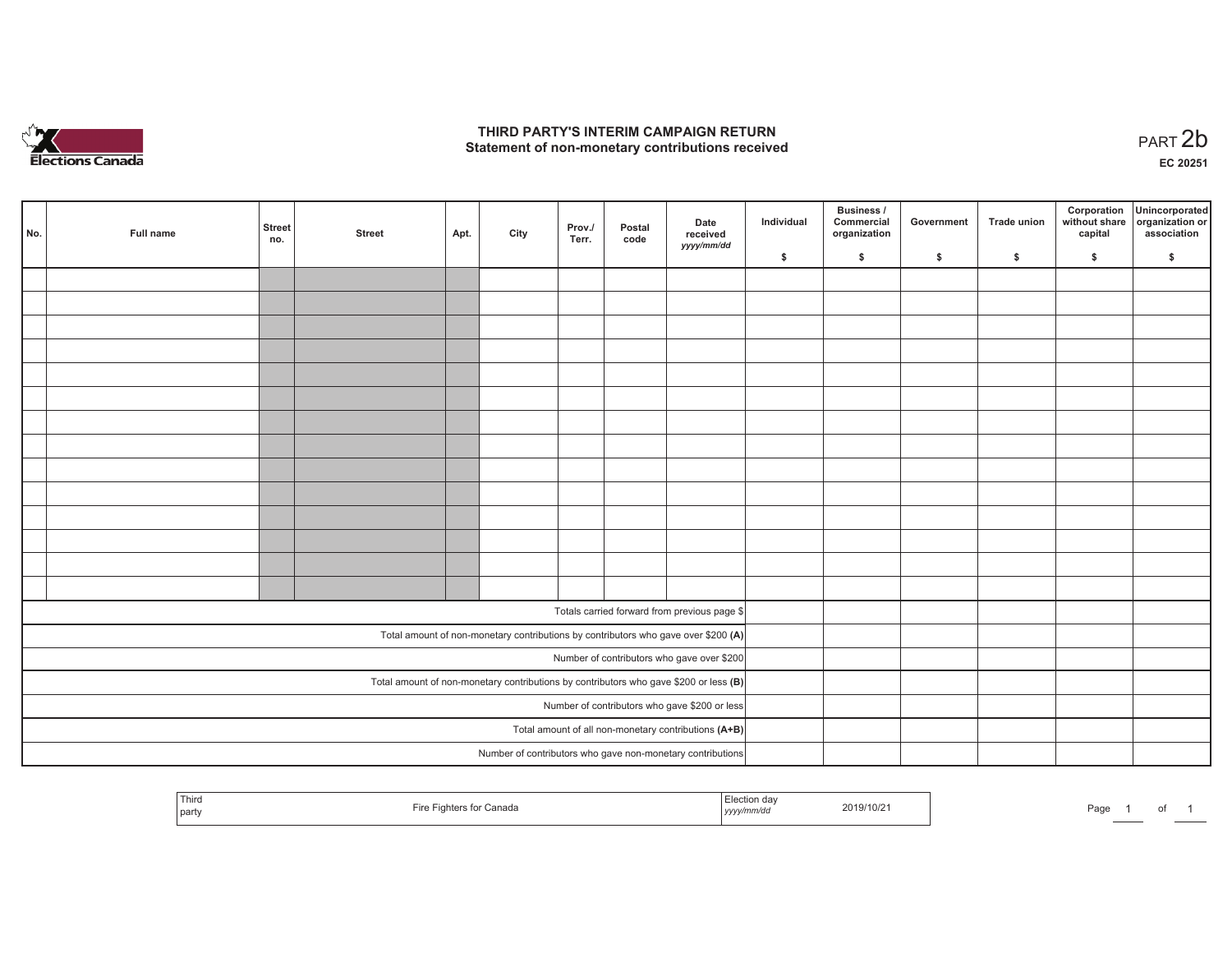# THIRD PARTY'S INTERIM CAMPAIGN RETURN
## Statement of non-monetary contributions received

PART 2b

EC 20251

| No. | Full name | Street no. | Street | Apt. | City | Prov./ Terr. | Postal code | Date received yyyy/mm/dd | Individual $ | Business / Commercial organization $ | Government $ | Trade union $ | Corporation without share capital $ | Unincorporated organization or association $ |
|---|---|---|---|---|---|---|---|---|---|---|---|---|---|---|
| | | | | | | | | | | | | | | |
| | | | | | | | | | | | | | | |
| | | | | | | | | | | | | | | |
| | | | | | | | | | | | | | | |
| | | | | | | | | | | | | | | |
| | | | | | | | | | | | | | | |
| | | | | | | | | | | | | | | |
| | | | | | | | | | | | | | | |
| | | | | | | | | | | | | | | |
| | | | | | | | | | | | | | | |
| | | | | | | | | | | | | | | |
| | | | | | | | | | | | | | | |
| | | | | | | | | | | | | | | |
| | | | | | | | | | | | | | | |
| Totals carried forward from previous page $ | | | | | | | | | | | | | | |
| Total amount of non-monetary contributions by contributors who gave over $200 **(A)** | | | | | | | | | | | | | | |
| Number of contributors who gave over $200 | | | | | | | | | | | | | | |
| Total amount of non-monetary contributions by contributors who gave $200 or less **(B)** | | | | | | | | | | | | | | |
| Number of contributors who gave $200 or less | | | | | | | | | | | | | | |
| Total amount of all non-monetary contributions **(A+B)** | | | | | | | | | | | | | | |
| Number of contributors who gave non-monetary contributions | | | | | | | | | | | | | | |

| Third party | Fire Fighters for Canada | Election day yyyy/mm/dd | 2019/10/21 |
|---|---|---|---|

Page 1 of 1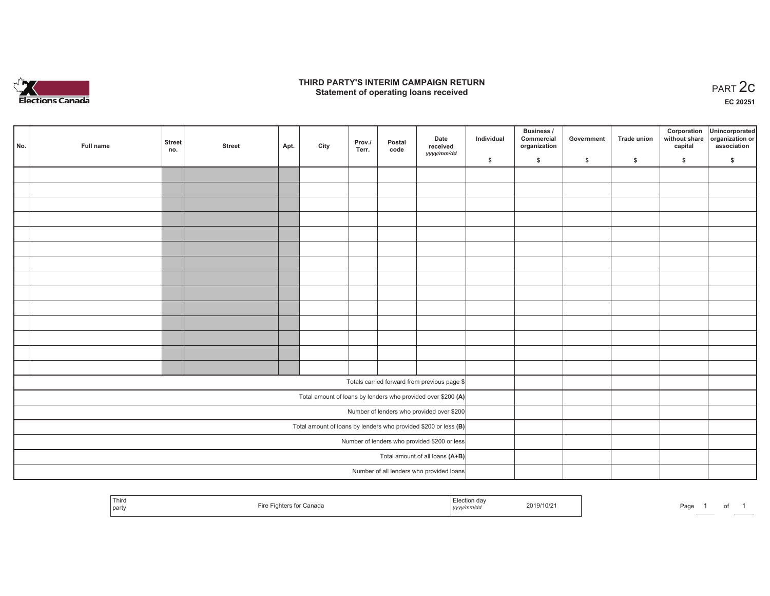# THIRD PARTY'S INTERIM CAMPAIGN RETURN
## Statement of operating loans received

PART 2c

EC 20251

| No. | Full name | Street no. | Street | Apt. | City | Prov./ Terr. | Postal code | Date received yyyy/mm/dd | Individual $ | Business / Commercial organization $ | Government $ | Trade union $ | Corporation without share capital $ | Unincorporated organization or association $ |
|---|---|---|---|---|---|---|---|---|---|---|---|---|---|---|
| | | | | | | | | | | | | | | |
| | | | | | | | | | | | | | | |
| | | | | | | | | | | | | | | |
| | | | | | | | | | | | | | | |
| | | | | | | | | | | | | | | |
| | | | | | | | | | | | | | | |
| | | | | | | | | | | | | | | |
| | | | | | | | | | | | | | | |
| | | | | | | | | | | | | | | |
| | | | | | | | | | | | | | | |
| | | | | | | | | | | | | | | |
| | | | | | | | | | | | | | | |
| | | | | | | | | | | | | | | |
| | | | | | | | | | | | | | | |
| Totals carried forward from previous page $ | | | | | | | | | | | | | | |
| Total amount of loans by lenders who provided over $200 **(A)** | | | | | | | | | | | | | | |
| Number of lenders who provided over $200 | | | | | | | | | | | | | | |
| Total amount of loans by lenders who provided $200 or less **(B)** | | | | | | | | | | | | | | |
| Number of lenders who provided $200 or less | | | | | | | | | | | | | | |
| Total amount of all loans **(A+B)** | | | | | | | | | | | | | | |
| Number of all lenders who provided loans | | | | | | | | | | | | | | |

| Third party | Fire Fighters for Canada | Election day yyyy/mm/dd | 2019/10/21 |
|---|---|---|---|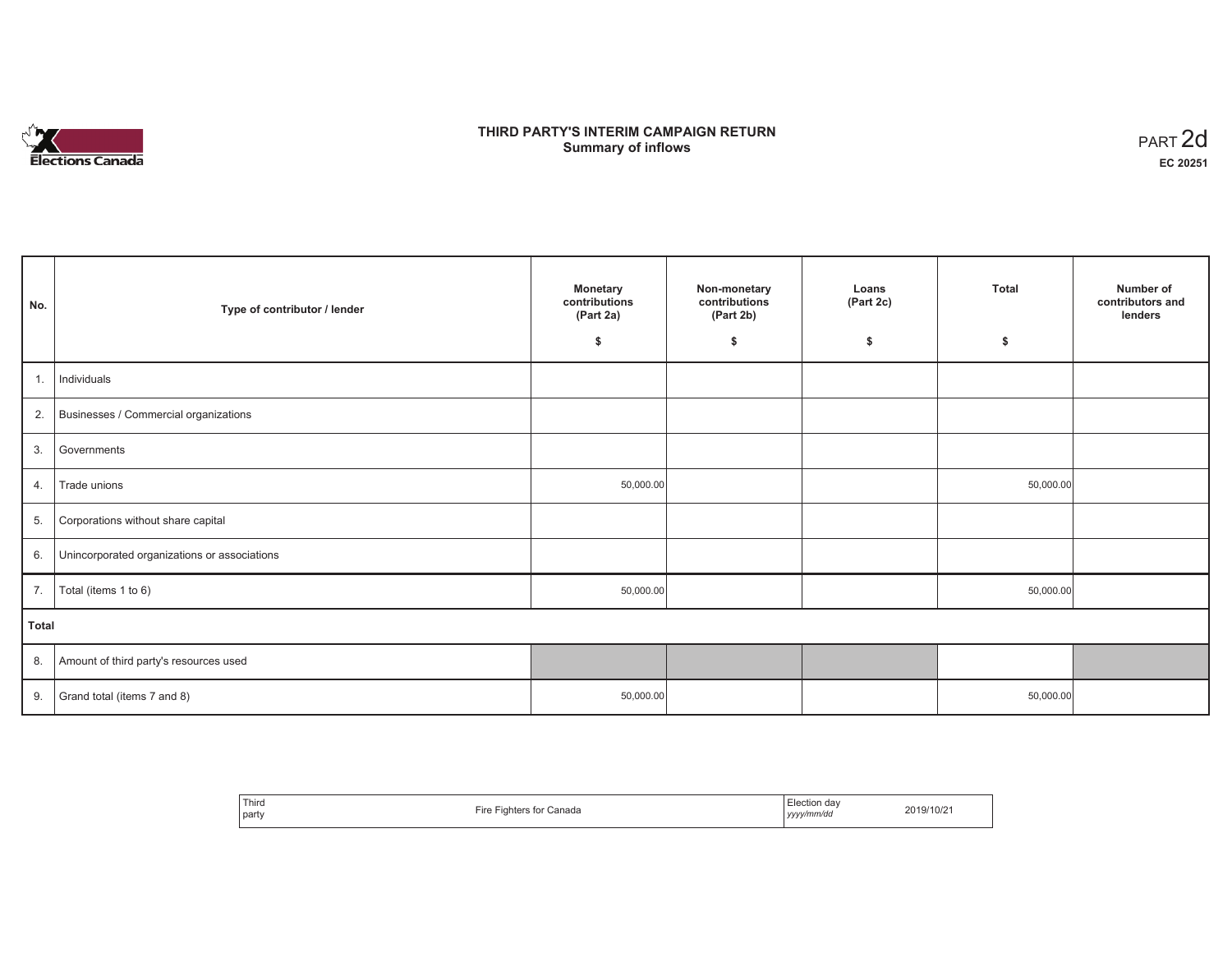# THIRD PARTY'S INTERIM CAMPAIGN RETURN
## Summary of inflows

PART 2d
**EC 20251**

| No. | Type of contributor / lender | Monetary contributions (Part 2a) $ | Non-monetary contributions (Part 2b) $ | Loans (Part 2c) $ | Total $ | Number of contributors and lenders |
|---|---|---|---|---|---|---|
| 1. | Individuals | | | | | |
| 2. | Businesses / Commercial organizations | | | | | |
| 3. | Governments | | | | | |
| 4. | Trade unions | 50,000.00 | | | 50,000.00 | |
| 5. | Corporations without share capital | | | | | |
| 6. | Unincorporated organizations or associations | | | | | |
| 7. | Total (items 1 to 6) | 50,000.00 | | | 50,000.00 | |
| **Total** | | | | | | |
| 8. | Amount of third party's resources used | | | | | |
| 9. | Grand total (items 7 and 8) | 50,000.00 | | | 50,000.00 | |

| Third party | Fire Fighters for Canada | Election day *yyyy/mm/dd* | 2019/10/21 |
|---|---|---|---|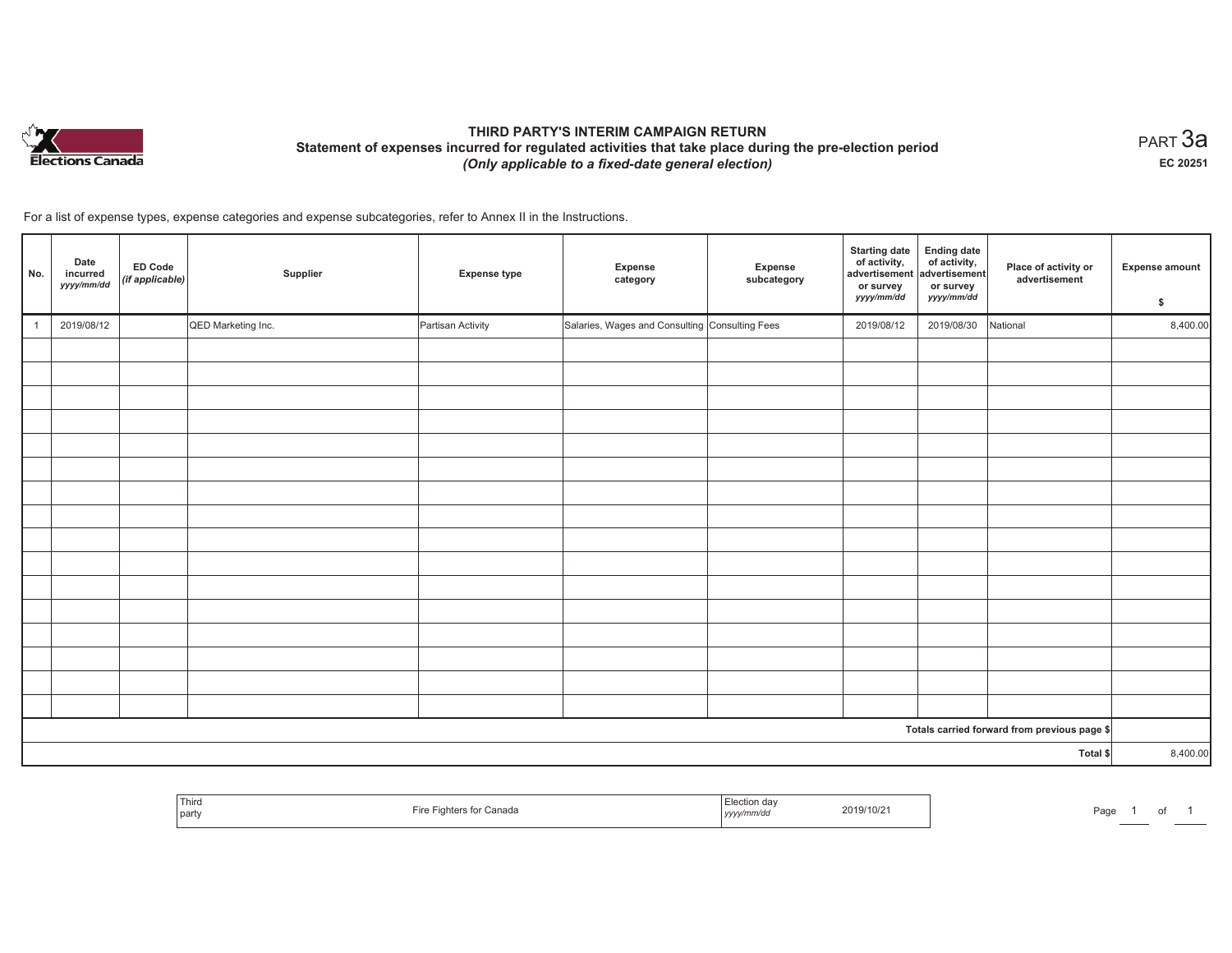# THIRD PARTY'S INTERIM CAMPAIGN RETURN

## Statement of expenses incurred for regulated activities that take place during the pre-election period

*(Only applicable to a fixed-date general election)*

PART 3a

EC 20251

For a list of expense types, expense categories and expense subcategories, refer to Annex II in the Instructions.

| No. | Date incurred *yyyy/mm/dd* | ED Code *(if applicable)* | Supplier | Expense type | Expense category | Expense subcategory | Starting date of activity, advertisement or survey *yyyy/mm/dd* | Ending date of activity, advertisement or survey *yyyy/mm/dd* | Place of activity or advertisement | Expense amount $ |
|---|---|---|---|---|---|---|---|---|---|---|
| 1 | 2019/08/12 | | QED Marketing Inc. | Partisan Activity | Salaries, Wages and Consulting | Consulting Fees | 2019/08/12 | 2019/08/30 | National | 8,400.00 |
| | | | | | | | | | | |
| | | | | | | | | | | |
| | | | | | | | | | | |
| | | | | | | | | | | |
| | | | | | | | | | | |
| | | | | | | | | | | |
| | | | | | | | | | | |
| | | | | | | | | | | |
| | | | | | | | | | | |
| | | | | | | | | | | |
| | | | | | | | | | | |
| | | | | | | | | | | |
| | | | | | | | | | | |
| | | | | | | | | | | |
| | | | | | | | | | | |
| | | | | | | | | | | |
| Totals carried forward from previous page $ | | | | | | | | | | |
| Total $ | | | | | | | | | | 8,400.00 |

| Third party | Fire Fighters for Canada | Election day *yyyy/mm/dd* | 2019/10/21 |
|---|---|---|---|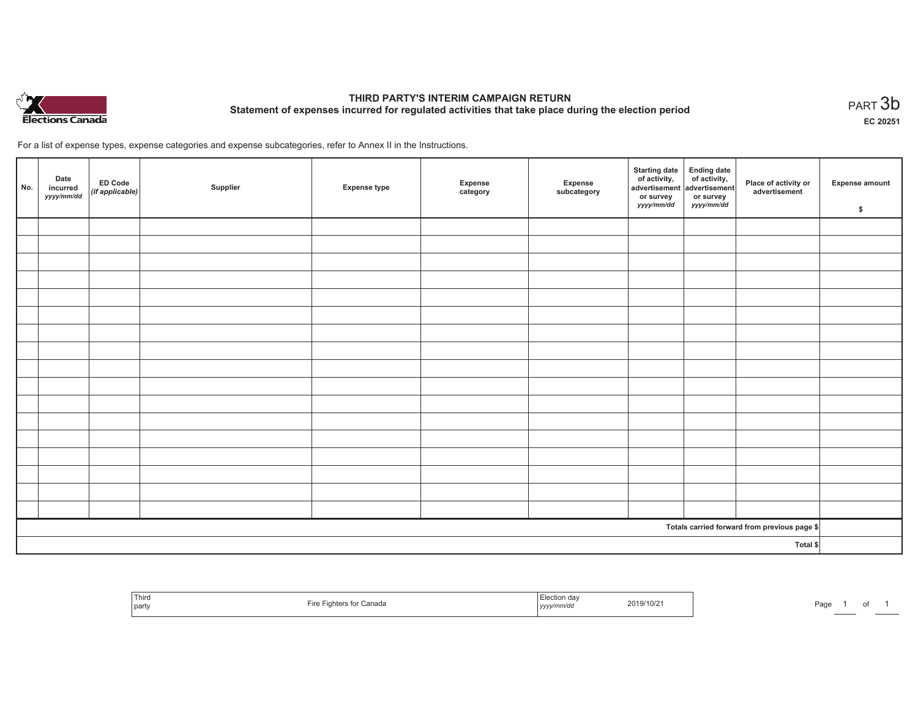**THIRD PARTY'S INTERIM CAMPAIGN RETURN**

**Statement of expenses incurred for regulated activities that take place during the election period**

PART 3b

**EC 20251**

For a list of expense types, expense categories and expense subcategories, refer to Annex II in the Instructions.

| No. | Date incurred *yyyy/mm/dd* | ED Code *(if applicable)* | Supplier | Expense type | Expense category | Expense subcategory | Starting date of activity, advertisement or survey *yyyy/mm/dd* | Ending date of activity, advertisement or survey *yyyy/mm/dd* | Place of activity or advertisement | Expense amount $ |
|---|---|---|---|---|---|---|---|---|---|---|
| | | | | | | | | | | |
| | | | | | | | | | | |
| | | | | | | | | | | |
| | | | | | | | | | | |
| | | | | | | | | | | |
| | | | | | | | | | | |
| | | | | | | | | | | |
| | | | | | | | | | | |
| | | | | | | | | | | |
| | | | | | | | | | | |
| | | | | | | | | | | |
| | | | | | | | | | | |
| | | | | | | | | | | |
| | | | | | | | | | | |
| | | | | | | | | | | |
| | | | | | | | | | | |
| | | | | | | | | | | |
| **Totals carried forward from previous page $** | | | | | | | | | | |
| **Total $** | | | | | | | | | | |

| Third party | Fire Fighters for Canada | Election day *yyyy/mm/dd* | 2019/10/21 |
|---|---|---|---|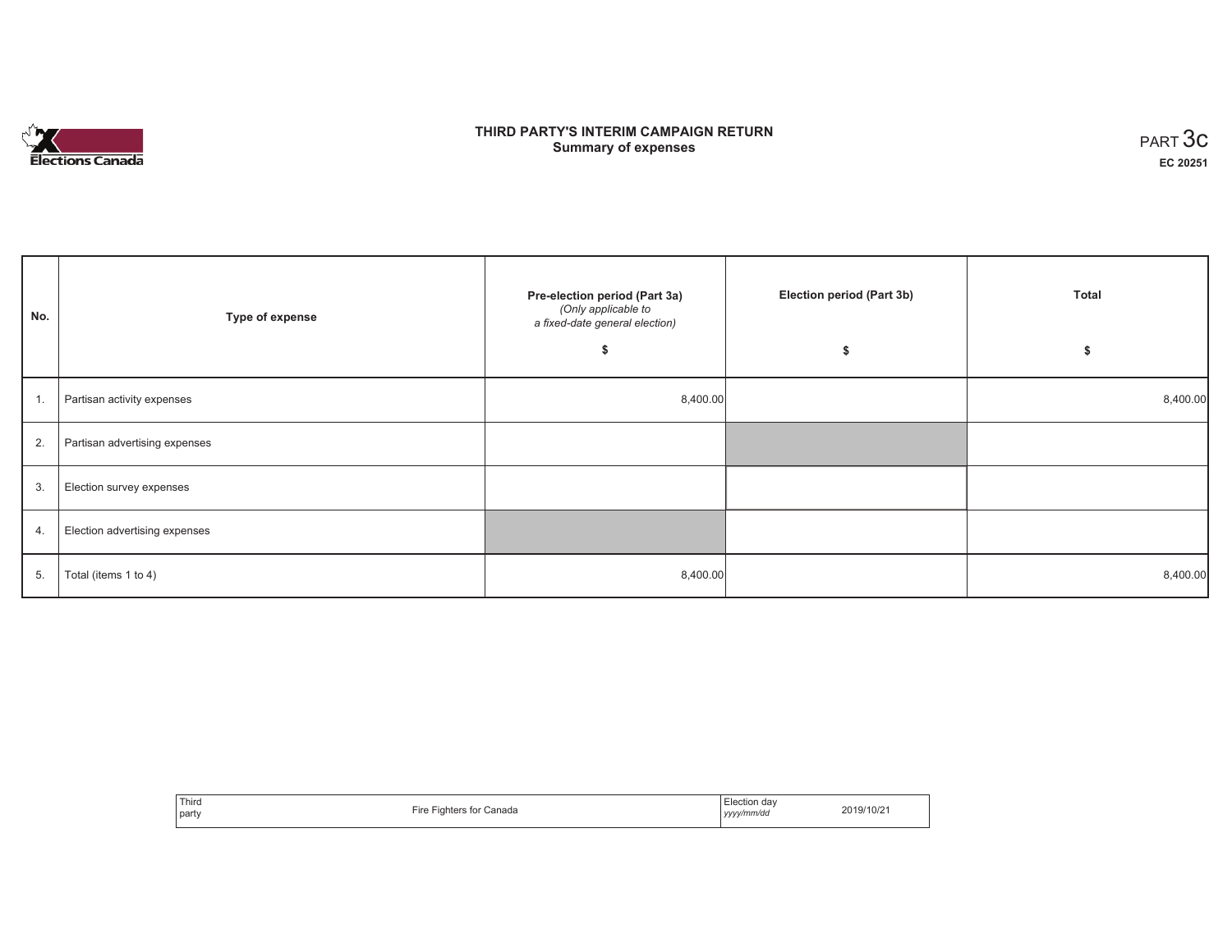Elections Canada

# THIRD PARTY'S INTERIM CAMPAIGN RETURN
## Summary of expenses

PART 3c

**EC 20251**

| No. | Type of expense | Pre-election period (Part 3a) *(Only applicable to a fixed-date general election)* $ | Election period (Part 3b) $ | Total $ |
|---|---|---|---|---|
| 1. | Partisan activity expenses | 8,400.00 | | 8,400.00 |
| 2. | Partisan advertising expenses | | | |
| 3. | Election survey expenses | | | |
| 4. | Election advertising expenses | | | |
| 5. | Total (items 1 to 4) | 8,400.00 | | 8,400.00 |

| Third party | Fire Fighters for Canada | Election day *yyyy/mm/dd* | 2019/10/21 |
|---|---|---|---|